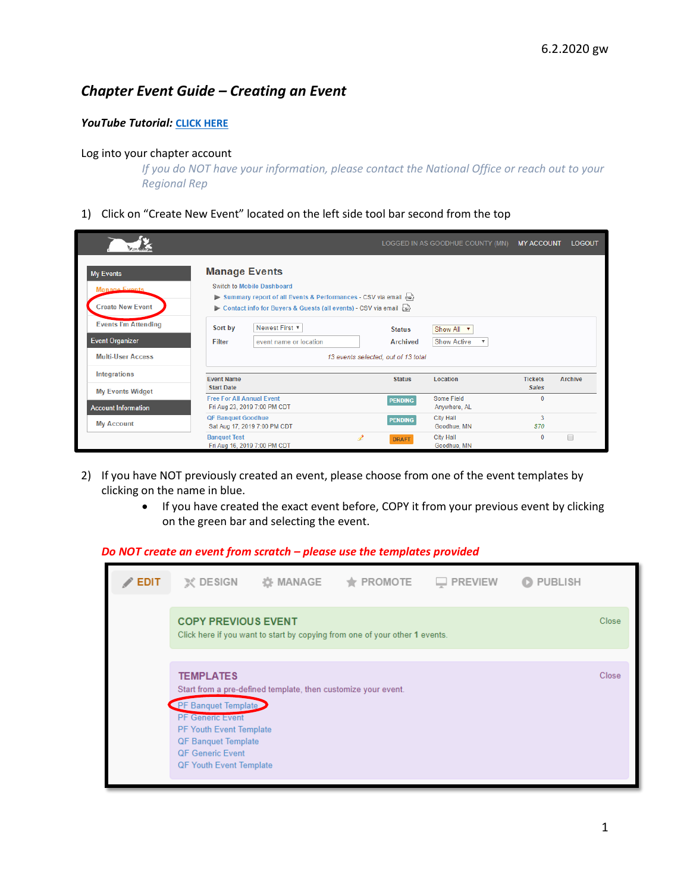6.2.2020 gw

## *Chapter Event Guide – Creating an Event*

***YouTube Tutorial:*** **[CLICK HERE]**

Log into your chapter account

*If you do NOT have your information, please contact the National Office or reach out to your Regional Rep*

1) Click on "Create New Event" located on the left side tool bar second from the top

2) If you have NOT previously created an event, please choose from one of the event templates by clicking on the name in blue.
   - If you have created the exact event before, COPY it from your previous event by clicking on the green bar and selecting the event.

***Do NOT create an event from scratch – please use the templates provided***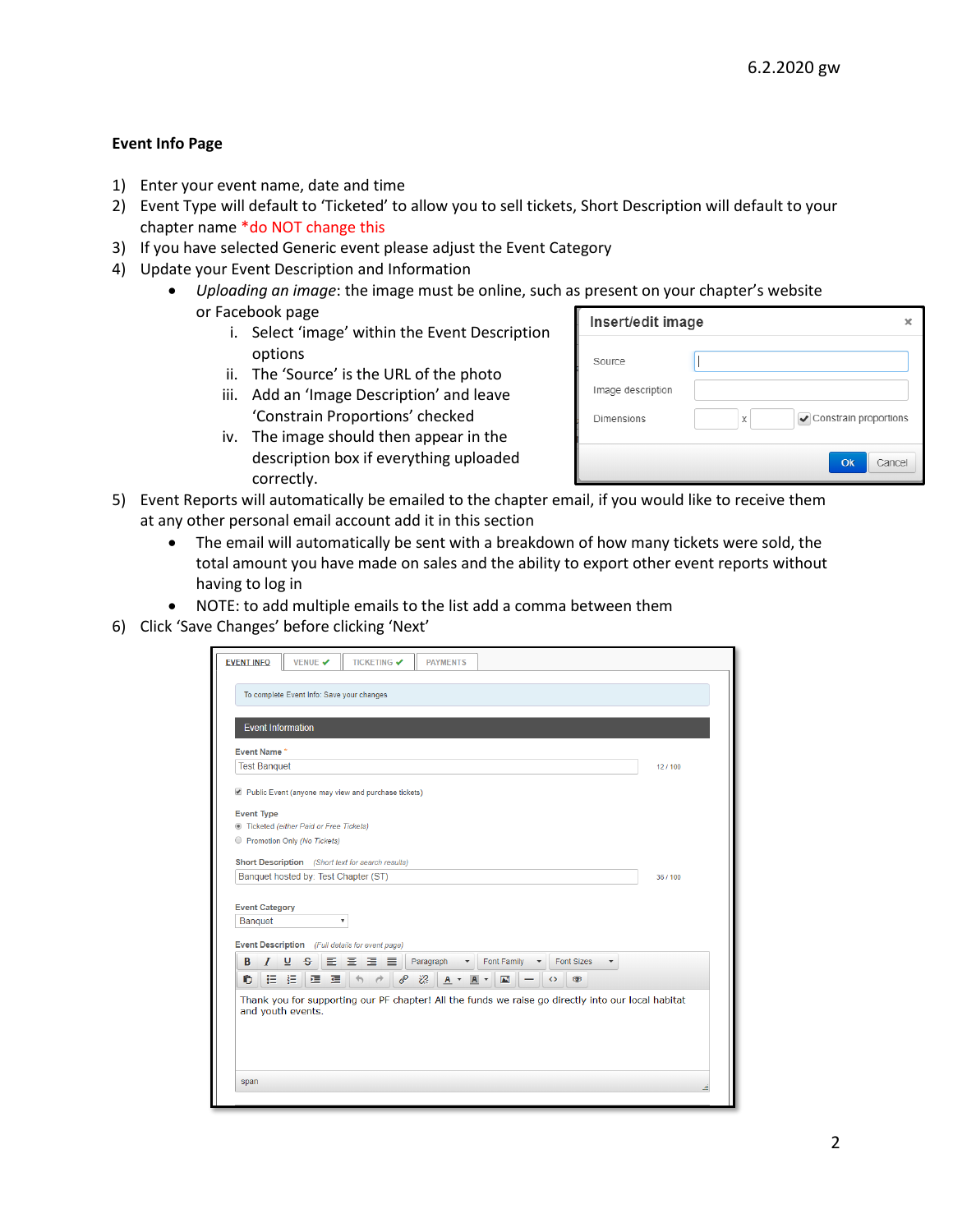6.2.2020 gw

**Event Info Page**

1) Enter your event name, date and time
2) Event Type will default to 'Ticketed' to allow you to sell tickets, Short Description will default to your chapter name *do NOT change this
3) If you have selected Generic event please adjust the Event Category
4) Update your Event Description and Information
   - *Uploading an image*: the image must be online, such as present on your chapter's website or Facebook page
     i. Select 'image' within the Event Description options
     ii. The 'Source' is the URL of the photo
     iii. Add an 'Image Description' and leave 'Constrain Proportions' checked
     iv. The image should then appear in the description box if everything uploaded correctly.
5) Event Reports will automatically be emailed to the chapter email, if you would like to receive them at any other personal email account add it in this section
   - The email will automatically be sent with a breakdown of how many tickets were sold, the total amount you have made on sales and the ability to export other event reports without having to log in
   - NOTE: to add multiple emails to the list add a comma between them
6) Click 'Save Changes' before clicking 'Next'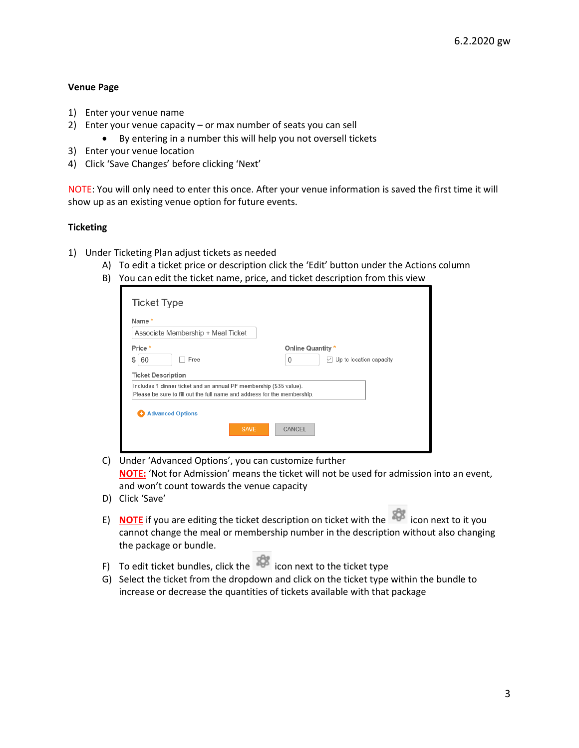6.2.2020 gw

**Venue Page**

1) Enter your venue name
2) Enter your venue capacity – or max number of seats you can sell
   - By entering in a number this will help you not oversell tickets
3) Enter your venue location
4) Click 'Save Changes' before clicking 'Next'

NOTE: You will only need to enter this once. After your venue information is saved the first time it will show up as an existing venue option for future events.

**Ticketing**

1) Under Ticketing Plan adjust tickets as needed
   A) To edit a ticket price or description click the 'Edit' button under the Actions column
   B) You can edit the ticket name, price, and ticket description from this view

      Ticket Type

      Name *
      Associate Membership + Meal Ticket

      Price *
      $ 60 ☐ Free

      Online Quantity *
      0 ☑ Up to location capacity

      Ticket Description
      Includes 1 dinner ticket and an annual PF membership ($35 value).
      Please be sure to fill out the full name and address for the membership.

      Advanced Options

      SAVE CANCEL

   C) Under 'Advanced Options', you can customize further
      **NOTE:** 'Not for Admission' means the ticket will not be used for admission into an event, and won't count towards the venue capacity
   D) Click 'Save'
   E) **NOTE** if you are editing the ticket description on ticket with the icon next to it you cannot change the meal or membership number in the description without also changing the package or bundle.
   F) To edit ticket bundles, click the icon next to the ticket type
   G) Select the ticket from the dropdown and click on the ticket type within the bundle to increase or decrease the quantities of tickets available with that package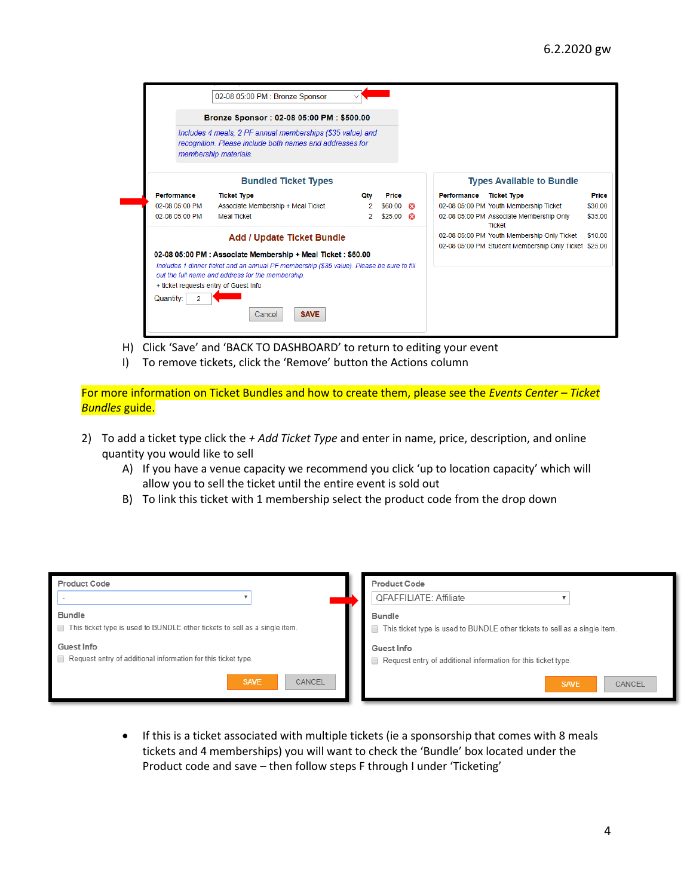02-08 05:00 PM : Bronze Sponsor

**Bronze Sponsor : 02-08 05:00 PM : $500.00**

*Includes 4 meals, 2 PF annual memberships ($35 value) and recognition. Please include both names and addresses for membership materials.*

**Bundled Ticket Types**

| Performance | Ticket Type | Qty | Price |
|---|---|---|---|
| 02-08 05:00 PM | Associate Membership + Meal Ticket | 2 | $60.00 |
| 02-08 05:00 PM | Meal Ticket | 2 | $25.00 |

**Add / Update Ticket Bundle**

**02-08 05:00 PM : Associate Membership + Meal Ticket : $60.00**

*Includes 1 dinner ticket and an annual PF membership ($35 value). Please be sure to fill out the full name and address for the membership.*

+ ticket requests entry of Guest Info

Quantity: 2

Cancel SAVE

**Types Available to Bundle**

| Performance | Ticket Type | Price |
|---|---|---|
| 02-08 05:00 PM | Youth Membership Ticket | $30.00 |
| 02-08 05:00 PM | Associate Membership Only Ticket | $35.00 |
| 02-08 05:00 PM | Youth Membership Only Ticket | $10.00 |
| 02-08 05:00 PM | Student Membership Only Ticket | $25.00 |

H) Click ‘Save’ and ‘BACK TO DASHBOARD’ to return to editing your event

I) To remove tickets, click the ‘Remove’ button the Actions column

For more information on Ticket Bundles and how to create them, please see the *Events Center – Ticket Bundles* guide.

2) To add a ticket type click the *+ Add Ticket Type* and enter in name, price, description, and online quantity you would like to sell

   A) If you have a venue capacity we recommend you click ‘up to location capacity’ which will allow you to sell the ticket until the entire event is sold out

   B) To link this ticket with 1 membership select the product code from the drop down

**Product Code**

-

**Bundle**

This ticket type is used to BUNDLE other tickets to sell as a single item.

**Guest Info**

Request entry of additional information for this ticket type.

SAVE CANCEL

**Product Code**

QFAFFILIATE: Affiliate

**Bundle**

This ticket type is used to BUNDLE other tickets to sell as a single item.

**Guest Info**

Request entry of additional information for this ticket type.

SAVE CANCEL

- If this is a ticket associated with multiple tickets (ie a sponsorship that comes with 8 meals tickets and 4 memberships) you will want to check the ‘Bundle’ box located under the Product code and save – then follow steps F through I under ‘Ticketing’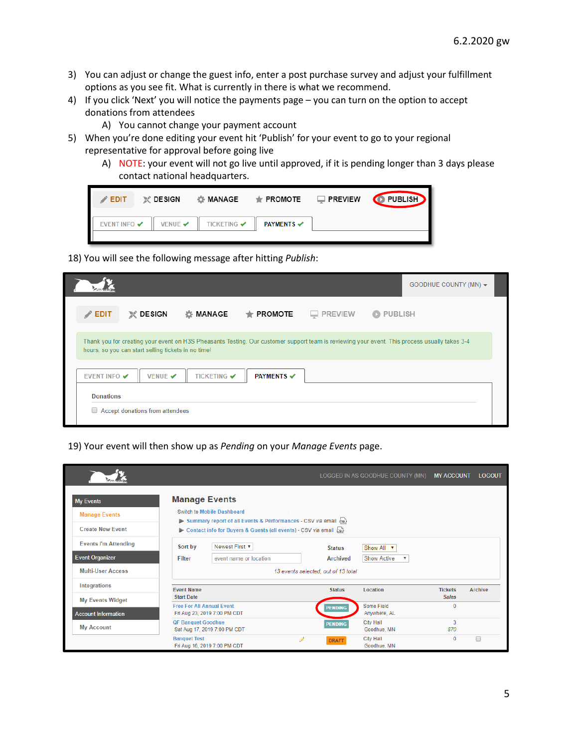3) You can adjust or change the guest info, enter a post purchase survey and adjust your fulfillment options as you see fit. What is currently in there is what we recommend.
4) If you click 'Next' you will notice the payments page – you can turn on the option to accept donations from attendees
   A) You cannot change your payment account
5) When you're done editing your event hit 'Publish' for your event to go to your regional representative for approval before going live
   A) NOTE: your event will not go live until approved, if it is pending longer than 3 days please contact national headquarters.

18) You will see the following message after hitting *Publish*:

19) Your event will then show up as *Pending* on your *Manage Events* page.